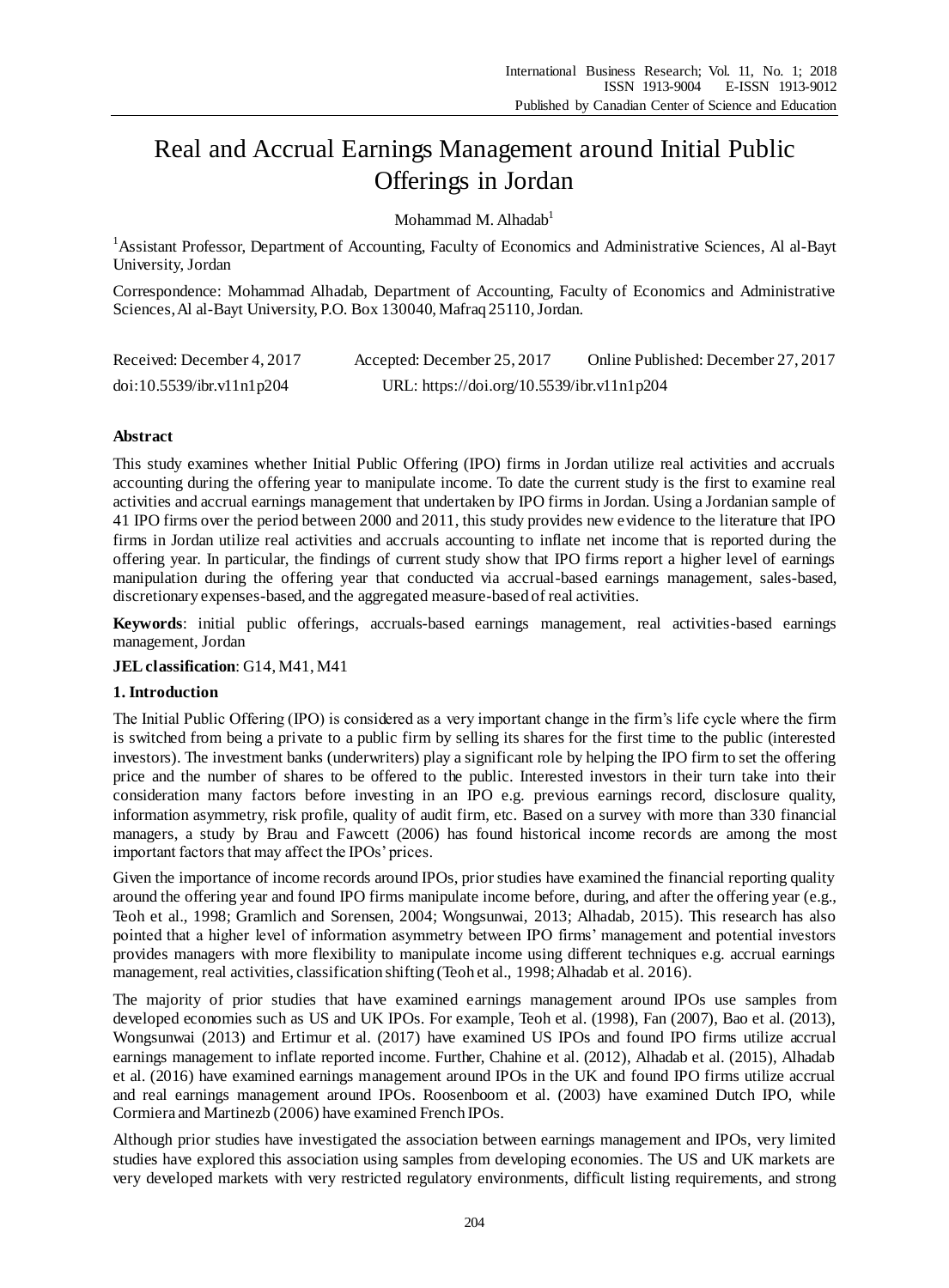# Real and Accrual Earnings Management around Initial Public Offerings in Jordan

Mohammad M. Alhadab[1]

[1]Assistant Professor, Department of Accounting, Faculty of Economics and Administrative Sciences, Al al-Bayt University, Jordan

Correspondence: Mohammad Alhadab, Department of Accounting, Faculty of Economics and Administrative Sciences, Al al-Bayt University, P.O. Box 130040, Mafraq 25110, Jordan.

Received: December 4, 2017  Accepted: December 25, 2017  Online Published: December 27, 2017

doi:10.5539/ibr.v11n1p204  URL: https://doi.org/10.5539/ibr.v11n1p204

## Abstract

This study examines whether Initial Public Offering (IPO) firms in Jordan utilize real activities and accruals accounting during the offering year to manipulate income. To date the current study is the first to examine real activities and accrual earnings management that undertaken by IPO firms in Jordan. Using a Jordanian sample of 41 IPO firms over the period between 2000 and 2011, this study provides new evidence to the literature that IPO firms in Jordan utilize real activities and accruals accounting to inflate net income that is reported during the offering year. In particular, the findings of current study show that IPO firms report a higher level of earnings manipulation during the offering year that conducted via accrual-based earnings management, sales-based, discretionary expenses-based, and the aggregated measure-based of real activities.

**Keywords**: initial public offerings, accruals-based earnings management, real activities-based earnings management, Jordan

**JEL classification**: G14, M41, M41

## 1. Introduction

The Initial Public Offering (IPO) is considered as a very important change in the firm's life cycle where the firm is switched from being a private to a public firm by selling its shares for the first time to the public (interested investors). The investment banks (underwriters) play a significant role by helping the IPO firm to set the offering price and the number of shares to be offered to the public. Interested investors in their turn take into their consideration many factors before investing in an IPO e.g. previous earnings record, disclosure quality, information asymmetry, risk profile, quality of audit firm, etc. Based on a survey with more than 330 financial managers, a study by Brau and Fawcett (2006) has found historical income records are among the most important factors that may affect the IPOs' prices.

Given the importance of income records around IPOs, prior studies have examined the financial reporting quality around the offering year and found IPO firms manipulate income before, during, and after the offering year (e.g., Teoh et al., 1998; Gramlich and Sorensen, 2004; Wongsunwai, 2013; Alhadab, 2015). This research has also pointed that a higher level of information asymmetry between IPO firms' management and potential investors provides managers with more flexibility to manipulate income using different techniques e.g. accrual earnings management, real activities, classification shifting (Teoh et al., 1998; Alhadab et al. 2016).

The majority of prior studies that have examined earnings management around IPOs use samples from developed economies such as US and UK IPOs. For example, Teoh et al. (1998), Fan (2007), Bao et al. (2013), Wongsunwai (2013) and Ertimur et al. (2017) have examined US IPOs and found IPO firms utilize accrual earnings management to inflate reported income. Further, Chahine et al. (2012), Alhadab et al. (2015), Alhadab et al. (2016) have examined earnings management around IPOs in the UK and found IPO firms utilize accrual and real earnings management around IPOs. Roosenboom et al. (2003) have examined Dutch IPO, while Cormiera and Martinezb (2006) have examined French IPOs.

Although prior studies have investigated the association between earnings management and IPOs, very limited studies have explored this association using samples from developing economies. The US and UK markets are very developed markets with very restricted regulatory environments, difficult listing requirements, and strong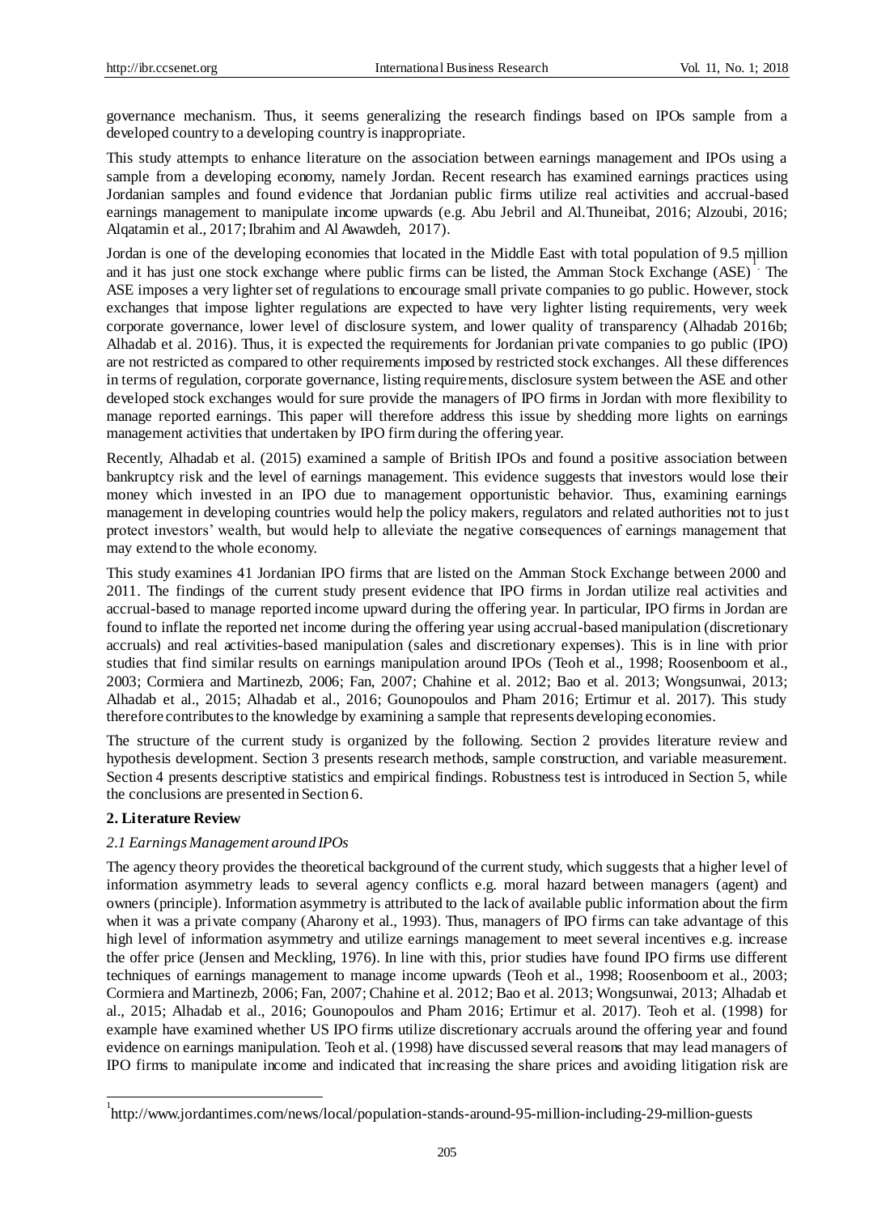governance mechanism. Thus, it seems generalizing the research findings based on IPOs sample from a developed country to a developing country is inappropriate.

This study attempts to enhance literature on the association between earnings management and IPOs using a sample from a developing economy, namely Jordan. Recent research has examined earnings practices using Jordanian samples and found evidence that Jordanian public firms utilize real activities and accrual-based earnings management to manipulate income upwards (e.g. Abu Jebril and Al.Thuneibat, 2016; Alzoubi, 2016; Alqatamin et al., 2017; Ibrahim and Al Awawdeh, 2017).

Jordan is one of the developing economies that located in the Middle East with total population of 9.5 million and it has just one stock exchange where public firms can be listed, the Amman Stock Exchange (ASE)[1]. The ASE imposes a very lighter set of regulations to encourage small private companies to go public. However, stock exchanges that impose lighter regulations are expected to have very lighter listing requirements, very week corporate governance, lower level of disclosure system, and lower quality of transparency (Alhadab 2016b; Alhadab et al. 2016). Thus, it is expected the requirements for Jordanian private companies to go public (IPO) are not restricted as compared to other requirements imposed by restricted stock exchanges. All these differences in terms of regulation, corporate governance, listing requirements, disclosure system between the ASE and other developed stock exchanges would for sure provide the managers of IPO firms in Jordan with more flexibility to manage reported earnings. This paper will therefore address this issue by shedding more lights on earnings management activities that undertaken by IPO firm during the offering year.

Recently, Alhadab et al. (2015) examined a sample of British IPOs and found a positive association between bankruptcy risk and the level of earnings management. This evidence suggests that investors would lose their money which invested in an IPO due to management opportunistic behavior. Thus, examining earnings management in developing countries would help the policy makers, regulators and related authorities not to just protect investors' wealth, but would help to alleviate the negative consequences of earnings management that may extend to the whole economy.

This study examines 41 Jordanian IPO firms that are listed on the Amman Stock Exchange between 2000 and 2011. The findings of the current study present evidence that IPO firms in Jordan utilize real activities and accrual-based to manage reported income upward during the offering year. In particular, IPO firms in Jordan are found to inflate the reported net income during the offering year using accrual-based manipulation (discretionary accruals) and real activities-based manipulation (sales and discretionary expenses). This is in line with prior studies that find similar results on earnings manipulation around IPOs (Teoh et al., 1998; Roosenboom et al., 2003; Cormiera and Martinezb, 2006; Fan, 2007; Chahine et al. 2012; Bao et al. 2013; Wongsunwai, 2013; Alhadab et al., 2015; Alhadab et al., 2016; Gounopoulos and Pham 2016; Ertimur et al. 2017). This study therefore contributes to the knowledge by examining a sample that represents developing economies.

The structure of the current study is organized by the following. Section 2 provides literature review and hypothesis development. Section 3 presents research methods, sample construction, and variable measurement. Section 4 presents descriptive statistics and empirical findings. Robustness test is introduced in Section 5, while the conclusions are presented in Section 6.

## 2. Literature Review

### *2.1 Earnings Management around IPOs*

The agency theory provides the theoretical background of the current study, which suggests that a higher level of information asymmetry leads to several agency conflicts e.g. moral hazard between managers (agent) and owners (principle). Information asymmetry is attributed to the lack of available public information about the firm when it was a private company (Aharony et al., 1993). Thus, managers of IPO firms can take advantage of this high level of information asymmetry and utilize earnings management to meet several incentives e.g. increase the offer price (Jensen and Meckling, 1976). In line with this, prior studies have found IPO firms use different techniques of earnings management to manage income upwards (Teoh et al., 1998; Roosenboom et al., 2003; Cormiera and Martinezb, 2006; Fan, 2007; Chahine et al. 2012; Bao et al. 2013; Wongsunwai, 2013; Alhadab et al., 2015; Alhadab et al., 2016; Gounopoulos and Pham 2016; Ertimur et al. 2017). Teoh et al. (1998) for example have examined whether US IPO firms utilize discretionary accruals around the offering year and found evidence on earnings manipulation. Teoh et al. (1998) have discussed several reasons that may lead managers of IPO firms to manipulate income and indicated that increasing the share prices and avoiding litigation risk are

[1] http://www.jordantimes.com/news/local/population-stands-around-95-million-including-29-million-guests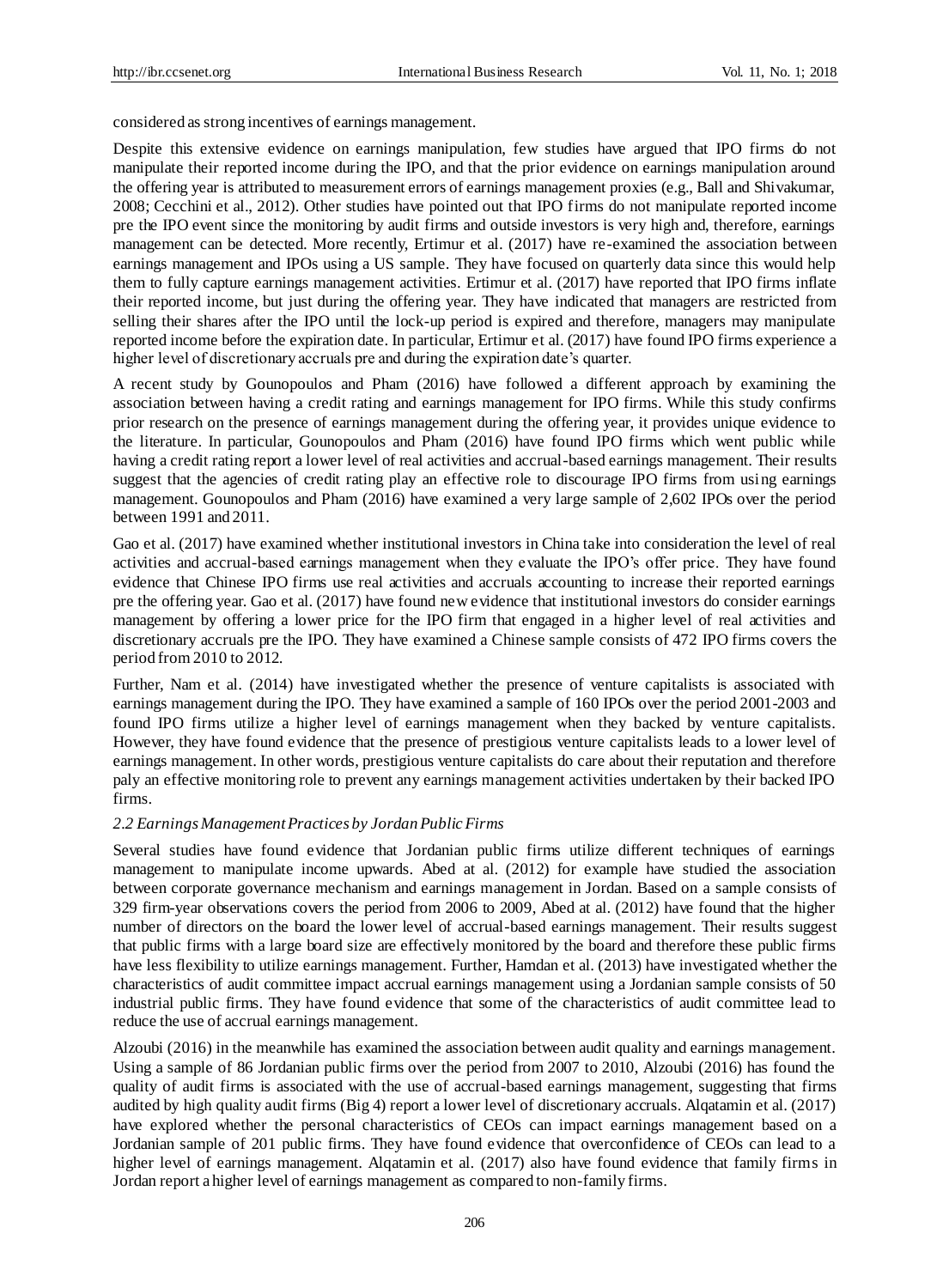considered as strong incentives of earnings management.

Despite this extensive evidence on earnings manipulation, few studies have argued that IPO firms do not manipulate their reported income during the IPO, and that the prior evidence on earnings manipulation around the offering year is attributed to measurement errors of earnings management proxies (e.g., Ball and Shivakumar, 2008; Cecchini et al., 2012). Other studies have pointed out that IPO firms do not manipulate reported income pre the IPO event since the monitoring by audit firms and outside investors is very high and, therefore, earnings management can be detected. More recently, Ertimur et al. (2017) have re-examined the association between earnings management and IPOs using a US sample. They have focused on quarterly data since this would help them to fully capture earnings management activities. Ertimur et al. (2017) have reported that IPO firms inflate their reported income, but just during the offering year. They have indicated that managers are restricted from selling their shares after the IPO until the lock-up period is expired and therefore, managers may manipulate reported income before the expiration date. In particular, Ertimur et al. (2017) have found IPO firms experience a higher level of discretionary accruals pre and during the expiration date's quarter.

A recent study by Gounopoulos and Pham (2016) have followed a different approach by examining the association between having a credit rating and earnings management for IPO firms. While this study confirms prior research on the presence of earnings management during the offering year, it provides unique evidence to the literature. In particular, Gounopoulos and Pham (2016) have found IPO firms which went public while having a credit rating report a lower level of real activities and accrual-based earnings management. Their results suggest that the agencies of credit rating play an effective role to discourage IPO firms from using earnings management. Gounopoulos and Pham (2016) have examined a very large sample of 2,602 IPOs over the period between 1991 and 2011.

Gao et al. (2017) have examined whether institutional investors in China take into consideration the level of real activities and accrual-based earnings management when they evaluate the IPO's offer price. They have found evidence that Chinese IPO firms use real activities and accruals accounting to increase their reported earnings pre the offering year. Gao et al. (2017) have found new evidence that institutional investors do consider earnings management by offering a lower price for the IPO firm that engaged in a higher level of real activities and discretionary accruals pre the IPO. They have examined a Chinese sample consists of 472 IPO firms covers the period from 2010 to 2012.

Further, Nam et al. (2014) have investigated whether the presence of venture capitalists is associated with earnings management during the IPO. They have examined a sample of 160 IPOs over the period 2001-2003 and found IPO firms utilize a higher level of earnings management when they backed by venture capitalists. However, they have found evidence that the presence of prestigious venture capitalists leads to a lower level of earnings management. In other words, prestigious venture capitalists do care about their reputation and therefore paly an effective monitoring role to prevent any earnings management activities undertaken by their backed IPO firms.

### *2.2 Earnings Management Practices by Jordan Public Firms*

Several studies have found evidence that Jordanian public firms utilize different techniques of earnings management to manipulate income upwards. Abed at al. (2012) for example have studied the association between corporate governance mechanism and earnings management in Jordan. Based on a sample consists of 329 firm-year observations covers the period from 2006 to 2009, Abed at al. (2012) have found that the higher number of directors on the board the lower level of accrual-based earnings management. Their results suggest that public firms with a large board size are effectively monitored by the board and therefore these public firms have less flexibility to utilize earnings management. Further, Hamdan et al. (2013) have investigated whether the characteristics of audit committee impact accrual earnings management using a Jordanian sample consists of 50 industrial public firms. They have found evidence that some of the characteristics of audit committee lead to reduce the use of accrual earnings management.

Alzoubi (2016) in the meanwhile has examined the association between audit quality and earnings management. Using a sample of 86 Jordanian public firms over the period from 2007 to 2010, Alzoubi (2016) has found the quality of audit firms is associated with the use of accrual-based earnings management, suggesting that firms audited by high quality audit firms (Big 4) report a lower level of discretionary accruals. Alqatamin et al. (2017) have explored whether the personal characteristics of CEOs can impact earnings management based on a Jordanian sample of 201 public firms. They have found evidence that overconfidence of CEOs can lead to a higher level of earnings management. Alqatamin et al. (2017) also have found evidence that family firms in Jordan report a higher level of earnings management as compared to non-family firms.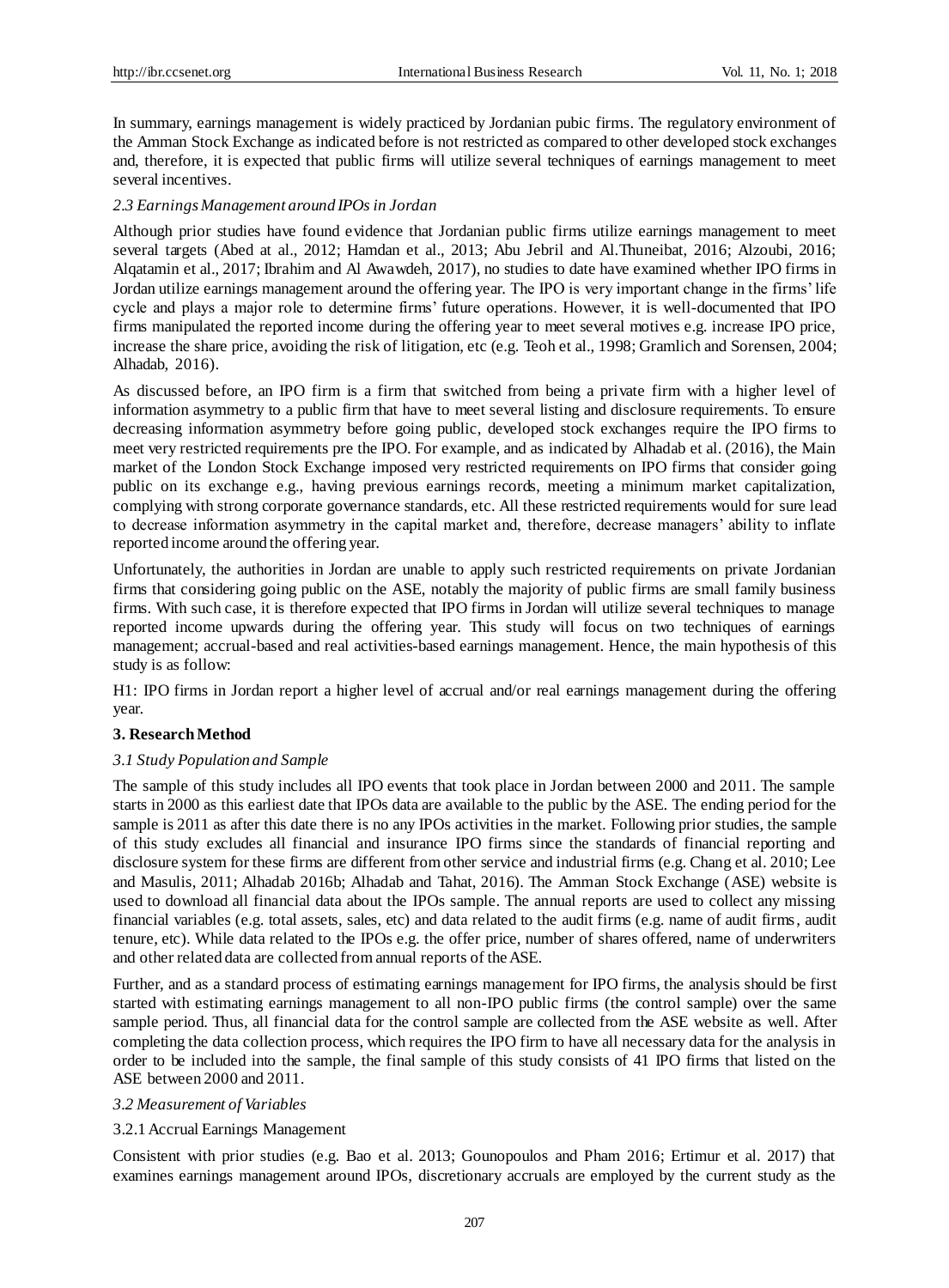In summary, earnings management is widely practiced by Jordanian pubic firms. The regulatory environment of the Amman Stock Exchange as indicated before is not restricted as compared to other developed stock exchanges and, therefore, it is expected that public firms will utilize several techniques of earnings management to meet several incentives.

### *2.3 Earnings Management around IPOs in Jordan*

Although prior studies have found evidence that Jordanian public firms utilize earnings management to meet several targets (Abed at al., 2012; Hamdan et al., 2013; Abu Jebril and Al.Thuneibat, 2016; Alzoubi, 2016; Alqatamin et al., 2017; Ibrahim and Al Awawdeh, 2017), no studies to date have examined whether IPO firms in Jordan utilize earnings management around the offering year. The IPO is very important change in the firms' life cycle and plays a major role to determine firms' future operations. However, it is well-documented that IPO firms manipulated the reported income during the offering year to meet several motives e.g. increase IPO price, increase the share price, avoiding the risk of litigation, etc (e.g. Teoh et al., 1998; Gramlich and Sorensen, 2004; Alhadab, 2016).

As discussed before, an IPO firm is a firm that switched from being a private firm with a higher level of information asymmetry to a public firm that have to meet several listing and disclosure requirements. To ensure decreasing information asymmetry before going public, developed stock exchanges require the IPO firms to meet very restricted requirements pre the IPO. For example, and as indicated by Alhadab et al. (2016), the Main market of the London Stock Exchange imposed very restricted requirements on IPO firms that consider going public on its exchange e.g., having previous earnings records, meeting a minimum market capitalization, complying with strong corporate governance standards, etc. All these restricted requirements would for sure lead to decrease information asymmetry in the capital market and, therefore, decrease managers' ability to inflate reported income around the offering year.

Unfortunately, the authorities in Jordan are unable to apply such restricted requirements on private Jordanian firms that considering going public on the ASE, notably the majority of public firms are small family business firms. With such case, it is therefore expected that IPO firms in Jordan will utilize several techniques to manage reported income upwards during the offering year. This study will focus on two techniques of earnings management; accrual-based and real activities-based earnings management. Hence, the main hypothesis of this study is as follow:

H1: IPO firms in Jordan report a higher level of accrual and/or real earnings management during the offering year.

## **3. Research Method**

### *3.1 Study Population and Sample*

The sample of this study includes all IPO events that took place in Jordan between 2000 and 2011. The sample starts in 2000 as this earliest date that IPOs data are available to the public by the ASE. The ending period for the sample is 2011 as after this date there is no any IPOs activities in the market. Following prior studies, the sample of this study excludes all financial and insurance IPO firms since the standards of financial reporting and disclosure system for these firms are different from other service and industrial firms (e.g. Chang et al. 2010; Lee and Masulis, 2011; Alhadab 2016b; Alhadab and Tahat, 2016). The Amman Stock Exchange (ASE) website is used to download all financial data about the IPOs sample. The annual reports are used to collect any missing financial variables (e.g. total assets, sales, etc) and data related to the audit firms (e.g. name of audit firms, audit tenure, etc). While data related to the IPOs e.g. the offer price, number of shares offered, name of underwriters and other related data are collected from annual reports of the ASE.

Further, and as a standard process of estimating earnings management for IPO firms, the analysis should be first started with estimating earnings management to all non-IPO public firms (the control sample) over the same sample period. Thus, all financial data for the control sample are collected from the ASE website as well. After completing the data collection process, which requires the IPO firm to have all necessary data for the analysis in order to be included into the sample, the final sample of this study consists of 41 IPO firms that listed on the ASE between 2000 and 2011.

### *3.2 Measurement of Variables*

#### 3.2.1 Accrual Earnings Management

Consistent with prior studies (e.g. Bao et al. 2013; Gounopoulos and Pham 2016; Ertimur et al. 2017) that examines earnings management around IPOs, discretionary accruals are employed by the current study as the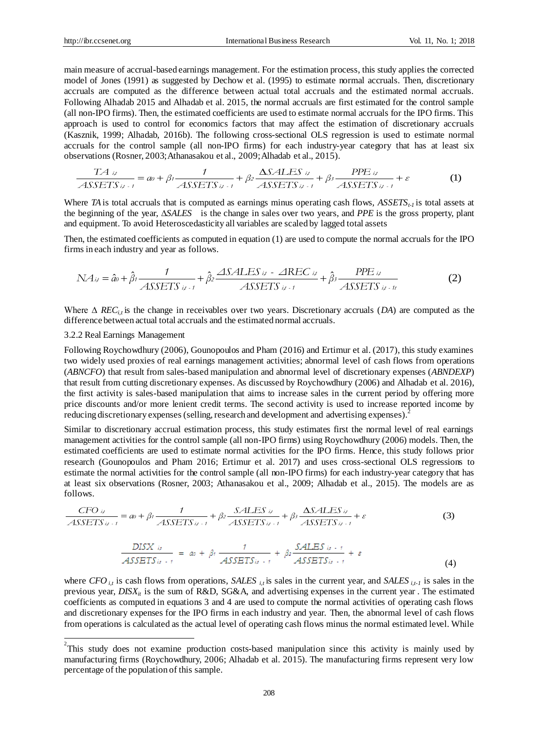main measure of accrual-based earnings management. For the estimation process, this study applies the corrected model of Jones (1991) as suggested by Dechow et al. (1995) to estimate normal accruals. Then, discretionary accruals are computed as the difference between actual total accruals and the estimated normal accruals. Following Alhadab 2015 and Alhadab et al. 2015, the normal accruals are first estimated for the control sample (all non-IPO firms). Then, the estimated coefficients are used to estimate normal accruals for the IPO firms. This approach is used to control for economics factors that may affect the estimation of discretionary accruals (Kasznik, 1999; Alhadab, 2016b). The following cross-sectional OLS regression is used to estimate normal accruals for the control sample (all non-IPO firms) for each industry-year category that has at least six observations (Rosner, 2003; Athanasakou et al., 2009; Alhadab et al., 2015).

$$\frac{TA_{i,t}}{ASSETS_{i,t-1}} = a_0 + \beta_1 \frac{1}{ASSETS_{i,t-1}} + \beta_2 \frac{\Delta SALES_{i,t}}{ASSETS_{i,t-1}} + \beta_3 \frac{PPE_{i,t}}{ASSETS_{i,t-1}} + \varepsilon \quad (1)$$

Where $TA$ is total accruals that is computed as earnings minus operating cash flows, $ASSETS_{t-1}$ is total assets at the beginning of the year, $\Delta SALES$ is the change in sales over two years, and $PPE$ is the gross property, plant and equipment. To avoid Heteroscedasticity all variables are scaled by lagged total assets

Then, the estimated coefficients as computed in equation (1) are used to compute the normal accruals for the IPO firms in each industry and year as follows.

$$NA_{i,t} = \hat{a}_0 + \hat{\beta}_1 \frac{1}{ASSETS_{i,t-1}} + \hat{\beta}_2 \frac{\Delta SALES_{i,t} - \Delta REC_{i,t}}{ASSETS_{i,t-1}} + \hat{\beta}_3 \frac{PPE_{i,t}}{ASSETS_{i,t-1t}} \quad (2)$$

Where $\Delta REC_{i,t}$ is the change in receivables over two years. Discretionary accruals (*DA*) are computed as the difference between actual total accruals and the estimated normal accruals.

### 3.2.2 Real Earnings Management

Following Roychowdhury (2006), Gounopoulos and Pham (2016) and Ertimur et al. (2017), this study examines two widely used proxies of real earnings management activities; abnormal level of cash flows from operations (*ABNCFO*) that result from sales-based manipulation and abnormal level of discretionary expenses (*ABNDEXP*) that result from cutting discretionary expenses. As discussed by Roychowdhury (2006) and Alhadab et al. 2016), the first activity is sales-based manipulation that aims to increase sales in the current period by offering more price discounts and/or more lenient credit terms. The second activity is used to increase reported income by reducing discretionary expenses (selling, research and development and advertising expenses).[2]

Similar to discretionary accrual estimation process, this study estimates first the normal level of real earnings management activities for the control sample (all non-IPO firms) using Roychowdhury (2006) models. Then, the estimated coefficients are used to estimate normal activities for the IPO firms. Hence, this study follows prior research (Gounopoulos and Pham 2016; Ertimur et al. 2017) and uses cross-sectional OLS regressions to estimate the normal activities for the control sample (all non-IPO firms) for each industry-year category that has at least six observations (Rosner, 2003; Athanasakou et al., 2009; Alhadab et al., 2015). The models are as follows.

$$\frac{CFO_{i,t}}{ASSETS_{i,t-1}} = a_0 + \beta_1 \frac{1}{ASSETS_{i,t-1}} + \beta_2 \frac{SALES_{i,t}}{ASSETS_{i,t-1}} + \beta_3 \frac{\Delta SALES_{i,t}}{ASSETS_{i,t-1}} + \varepsilon \quad (3)$$

$$\frac{DISX_{i,t}}{ASSETS_{i,t-1}} = a_0 + \beta_1 \frac{1}{ASSETS_{i,t-1}} + \beta_2 \frac{SALES_{i,t-1}}{ASSETS_{i,t-1}} + \varepsilon \quad (4)$$

where $CFO_{i,t}$ is cash flows from operations, $SALES_{i,t}$ is sales in the current year, and $SALES_{i,t-1}$ is sales in the previous year, $DISX_{it}$ is the sum of R&D, SG&A, and advertising expenses in the current year . The estimated coefficients as computed in equations 3 and 4 are used to compute the normal activities of operating cash flows and discretionary expenses for the IPO firms in each industry and year. Then, the abnormal level of cash flows from operations is calculated as the actual level of operating cash flows minus the normal estimated level. While

[2] This study does not examine production costs-based manipulation since this activity is mainly used by manufacturing firms (Roychowdhury, 2006; Alhadab et al. 2015). The manufacturing firms represent very low percentage of the population of this sample.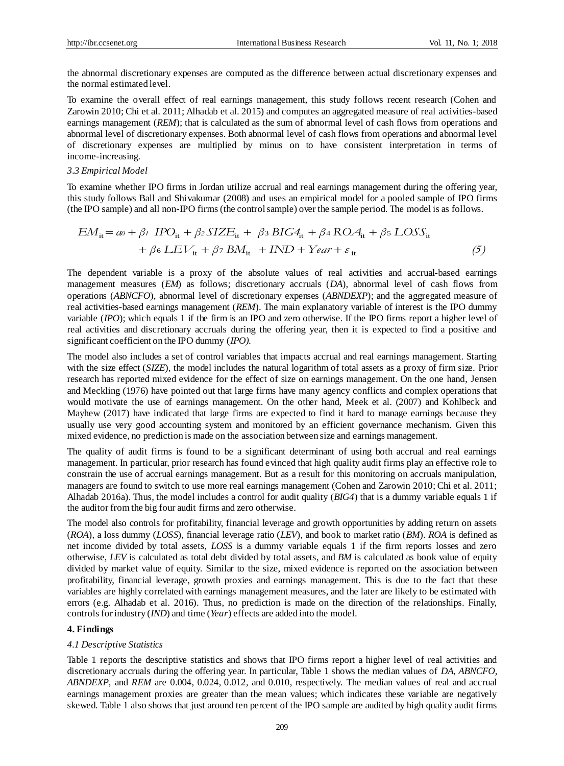the abnormal discretionary expenses are computed as the difference between actual discretionary expenses and the normal estimated level.

To examine the overall effect of real earnings management, this study follows recent research (Cohen and Zarowin 2010; Chi et al. 2011; Alhadab et al. 2015) and computes an aggregated measure of real activities-based earnings management (*REM*); that is calculated as the sum of abnormal level of cash flows from operations and abnormal level of discretionary expenses. Both abnormal level of cash flows from operations and abnormal level of discretionary expenses are multiplied by minus on to have consistent interpretation in terms of income-increasing.

### 3.3 Empirical Model

To examine whether IPO firms in Jordan utilize accrual and real earnings management during the offering year, this study follows Ball and Shivakumar (2008) and uses an empirical model for a pooled sample of IPO firms (the IPO sample) and all non-IPO firms (the control sample) over the sample period. The model is as follows.

$$EM_{it} = a_0 + \beta_1\ IPO_{it} + \beta_2\,SIZE_{it} + \beta_3\,BIG4_{it} + \beta_4\,ROA_{it} + \beta_5\,LOSS_{it} + \beta_6\,LEV_{it} + \beta_7\,BM_{it} + IND + Year + \varepsilon_{it} \qquad (5)$$

The dependent variable is a proxy of the absolute values of real activities and accrual-based earnings management measures (*EM*) as follows; discretionary accruals (*DA*), abnormal level of cash flows from operations (*ABNCFO*), abnormal level of discretionary expenses (*ABNDEXP*); and the aggregated measure of real activities-based earnings management (*REM*). The main explanatory variable of interest is the IPO dummy variable (*IPO*); which equals 1 if the firm is an IPO and zero otherwise. If the IPO firms report a higher level of real activities and discretionary accruals during the offering year, then it is expected to find a positive and significant coefficient on the IPO dummy (*IPO).*

The model also includes a set of control variables that impacts accrual and real earnings management. Starting with the size effect (*SIZE*), the model includes the natural logarithm of total assets as a proxy of firm size. Prior research has reported mixed evidence for the effect of size on earnings management. On the one hand, Jensen and Meckling (1976) have pointed out that large firms have many agency conflicts and complex operations that would motivate the use of earnings management. On the other hand, Meek et al. (2007) and Kohlbeck and Mayhew (2017) have indicated that large firms are expected to find it hard to manage earnings because they usually use very good accounting system and monitored by an efficient governance mechanism. Given this mixed evidence, no prediction is made on the association between size and earnings management.

The quality of audit firms is found to be a significant determinant of using both accrual and real earnings management. In particular, prior research has found evinced that high quality audit firms play an effective role to constrain the use of accrual earnings management. But as a result for this monitoring on accruals manipulation, managers are found to switch to use more real earnings management (Cohen and Zarowin 2010; Chi et al. 2011; Alhadab 2016a). Thus, the model includes a control for audit quality (*BIG4*) that is a dummy variable equals 1 if the auditor from the big four audit firms and zero otherwise.

The model also controls for profitability, financial leverage and growth opportunities by adding return on assets (*ROA*), a loss dummy (*LOSS*), financial leverage ratio (*LEV*), and book to market ratio (*BM*). *ROA* is defined as net income divided by total assets, *LOSS* is a dummy variable equals 1 if the firm reports losses and zero otherwise, *LEV* is calculated as total debt divided by total assets, and *BM* is calculated as book value of equity divided by market value of equity. Similar to the size, mixed evidence is reported on the association between profitability, financial leverage, growth proxies and earnings management. This is due to the fact that these variables are highly correlated with earnings management measures, and the later are likely to be estimated with errors (e.g. Alhadab et al. 2016). Thus, no prediction is made on the direction of the relationships. Finally, controls for industry (*IND*) and time (*Year*) effects are added into the model.

## 4. Findings

### 4.1 Descriptive Statistics

Table 1 reports the descriptive statistics and shows that IPO firms report a higher level of real activities and discretionary accruals during the offering year. In particular, Table 1 shows the median values of *DA*, *ABNCFO*, *ABNDEXP*, and *REM* are 0.004, 0.024, 0.012, and 0.010, respectively. The median values of real and accrual earnings management proxies are greater than the mean values; which indicates these variable are negatively skewed. Table 1 also shows that just around ten percent of the IPO sample are audited by high quality audit firms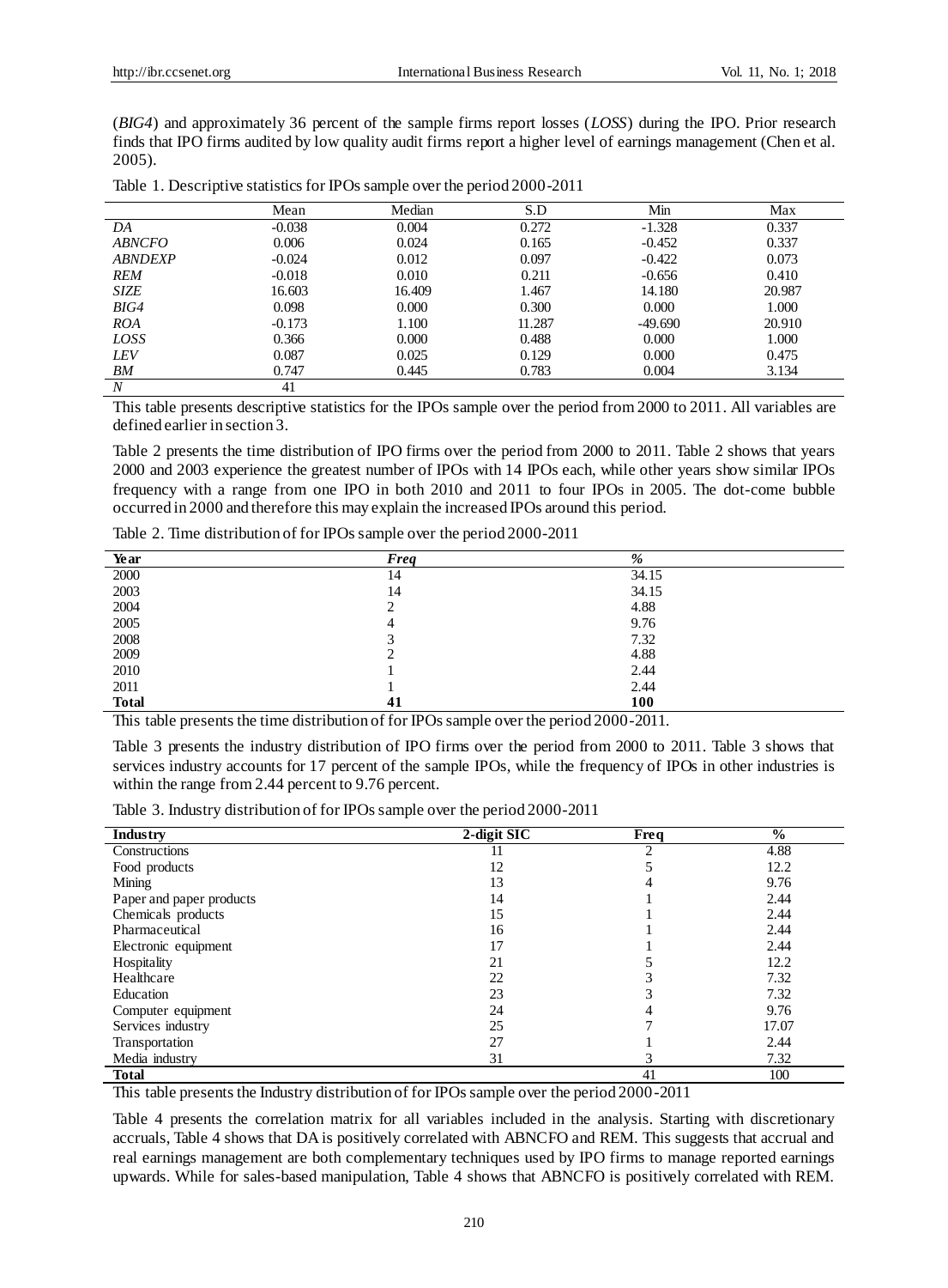(*BIG4*) and approximately 36 percent of the sample firms report losses (*LOSS*) during the IPO. Prior research finds that IPO firms audited by low quality audit firms report a higher level of earnings management (Chen et al. 2005).

Table 1. Descriptive statistics for IPOs sample over the period 2000-2011

| | Mean | Median | S.D | Min | Max |
|---|---|---|---|---|---|
| *DA* | -0.038 | 0.004 | 0.272 | -1.328 | 0.337 |
| *ABNCFO* | 0.006 | 0.024 | 0.165 | -0.452 | 0.337 |
| *ABNDEXP* | -0.024 | 0.012 | 0.097 | -0.422 | 0.073 |
| *REM* | -0.018 | 0.010 | 0.211 | -0.656 | 0.410 |
| *SIZE* | 16.603 | 16.409 | 1.467 | 14.180 | 20.987 |
| *BIG4* | 0.098 | 0.000 | 0.300 | 0.000 | 1.000 |
| *ROA* | -0.173 | 1.100 | 11.287 | -49.690 | 20.910 |
| *LOSS* | 0.366 | 0.000 | 0.488 | 0.000 | 1.000 |
| *LEV* | 0.087 | 0.025 | 0.129 | 0.000 | 0.475 |
| *BM* | 0.747 | 0.445 | 0.783 | 0.004 | 3.134 |
| *N* | 41 | | | | |

This table presents descriptive statistics for the IPOs sample over the period from 2000 to 2011. All variables are defined earlier in section 3.

Table 2 presents the time distribution of IPO firms over the period from 2000 to 2011. Table 2 shows that years 2000 and 2003 experience the greatest number of IPOs with 14 IPOs each, while other years show similar IPOs frequency with a range from one IPO in both 2010 and 2011 to four IPOs in 2005. The dot-come bubble occurred in 2000 and therefore this may explain the increased IPOs around this period.

Table 2. Time distribution of for IPOs sample over the period 2000-2011

| Year | *Freq* | *%* |
|---|---|---|
| 2000 | 14 | 34.15 |
| 2003 | 14 | 34.15 |
| 2004 | 2 | 4.88 |
| 2005 | 4 | 9.76 |
| 2008 | 3 | 7.32 |
| 2009 | 2 | 4.88 |
| 2010 | 1 | 2.44 |
| 2011 | 1 | 2.44 |
| **Total** | **41** | **100** |

This table presents the time distribution of for IPOs sample over the period 2000-2011.

Table 3 presents the industry distribution of IPO firms over the period from 2000 to 2011. Table 3 shows that services industry accounts for 17 percent of the sample IPOs, while the frequency of IPOs in other industries is within the range from 2.44 percent to 9.76 percent.

Table 3. Industry distribution of for IPOs sample over the period 2000-2011

| Industry | 2-digit SIC | Freq | % |
|---|---|---|---|
| Constructions | 11 | 2 | 4.88 |
| Food products | 12 | 5 | 12.2 |
| Mining | 13 | 4 | 9.76 |
| Paper and paper products | 14 | 1 | 2.44 |
| Chemicals products | 15 | 1 | 2.44 |
| Pharmaceutical | 16 | 1 | 2.44 |
| Electronic equipment | 17 | 1 | 2.44 |
| Hospitality | 21 | 5 | 12.2 |
| Healthcare | 22 | 3 | 7.32 |
| Education | 23 | 3 | 7.32 |
| Computer equipment | 24 | 4 | 9.76 |
| Services industry | 25 | 7 | 17.07 |
| Transportation | 27 | 1 | 2.44 |
| Media industry | 31 | 3 | 7.32 |
| **Total** | | 41 | 100 |

This table presents the Industry distribution of for IPOs sample over the period 2000-2011

Table 4 presents the correlation matrix for all variables included in the analysis. Starting with discretionary accruals, Table 4 shows that DA is positively correlated with ABNCFO and REM. This suggests that accrual and real earnings management are both complementary techniques used by IPO firms to manage reported earnings upwards. While for sales-based manipulation, Table 4 shows that ABNCFO is positively correlated with REM.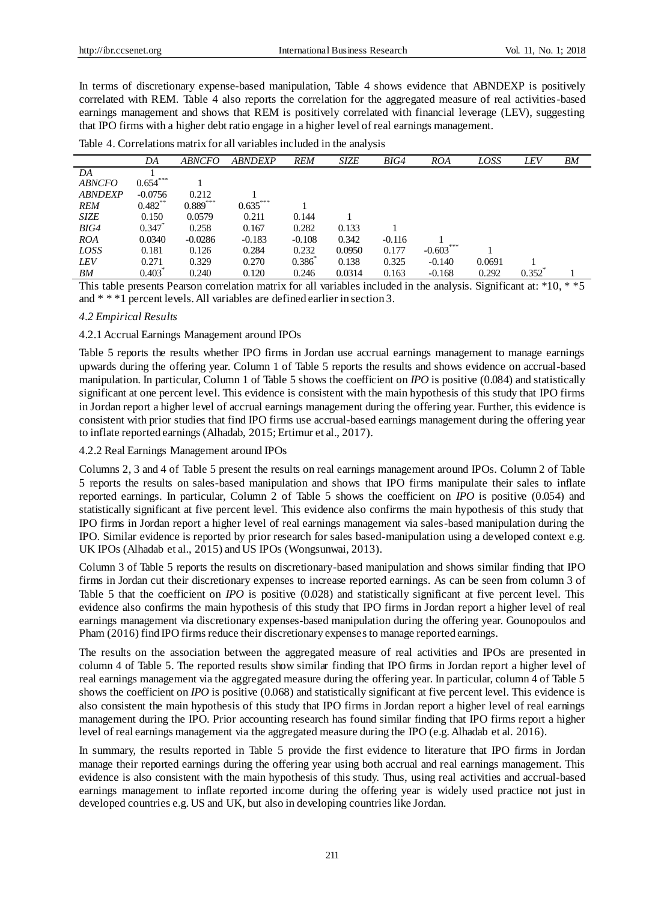In terms of discretionary expense-based manipulation, Table 4 shows evidence that ABNDEXP is positively correlated with REM. Table 4 also reports the correlation for the aggregated measure of real activities-based earnings management and shows that REM is positively correlated with financial leverage (LEV), suggesting that IPO firms with a higher debt ratio engage in a higher level of real earnings management.

Table 4. Correlations matrix for all variables included in the analysis

| | *DA* | *ABNCFO* | *ABNDEXP* | *REM* | *SIZE* | *BIG4* | *ROA* | *LOSS* | *LEV* | *BM* |
|---|---|---|---|---|---|---|---|---|---|---|
| *DA* | 1 | | | | | | | | | |
| *ABNCFO* | 0.654*** | 1 | | | | | | | | |
| *ABNDEXP* | -0.0756 | 0.212 | 1 | | | | | | | |
| *REM* | 0.482** | 0.889*** | 0.635*** | 1 | | | | | | |
| *SIZE* | 0.150 | 0.0579 | 0.211 | 0.144 | 1 | | | | | |
| *BIG4* | 0.347* | 0.258 | 0.167 | 0.282 | 0.133 | 1 | | | | |
| *ROA* | 0.0340 | -0.0286 | -0.183 | -0.108 | 0.342 | -0.116 | 1 | | | |
| *LOSS* | 0.181 | 0.126 | 0.284 | 0.232 | 0.0950 | 0.177 | -0.603*** | 1 | | |
| *LEV* | 0.271 | 0.329 | 0.270 | 0.386* | 0.138 | 0.325 | -0.140 | 0.0691 | 1 | |
| *BM* | 0.403* | 0.240 | 0.120 | 0.246 | 0.0314 | 0.163 | -0.168 | 0.292 | 0.352* | 1 |

This table presents Pearson correlation matrix for all variables included in the analysis. Significant at: *10, * *5 and * * *1 percent levels. All variables are defined earlier in section 3.

### *4.2 Empirical Results*

#### 4.2.1 Accrual Earnings Management around IPOs

Table 5 reports the results whether IPO firms in Jordan use accrual earnings management to manage earnings upwards during the offering year. Column 1 of Table 5 reports the results and shows evidence on accrual-based manipulation. In particular, Column 1 of Table 5 shows the coefficient on *IPO* is positive (0.084) and statistically significant at one percent level. This evidence is consistent with the main hypothesis of this study that IPO firms in Jordan report a higher level of accrual earnings management during the offering year. Further, this evidence is consistent with prior studies that find IPO firms use accrual-based earnings management during the offering year to inflate reported earnings (Alhadab, 2015; Ertimur et al., 2017).

#### 4.2.2 Real Earnings Management around IPOs

Columns 2, 3 and 4 of Table 5 present the results on real earnings management around IPOs. Column 2 of Table 5 reports the results on sales-based manipulation and shows that IPO firms manipulate their sales to inflate reported earnings. In particular, Column 2 of Table 5 shows the coefficient on *IPO* is positive (0.054) and statistically significant at five percent level. This evidence also confirms the main hypothesis of this study that IPO firms in Jordan report a higher level of real earnings management via sales-based manipulation during the IPO. Similar evidence is reported by prior research for sales based-manipulation using a developed context e.g. UK IPOs (Alhadab et al., 2015) and US IPOs (Wongsunwai, 2013).

Column 3 of Table 5 reports the results on discretionary-based manipulation and shows similar finding that IPO firms in Jordan cut their discretionary expenses to increase reported earnings. As can be seen from column 3 of Table 5 that the coefficient on *IPO* is positive (0.028) and statistically significant at five percent level. This evidence also confirms the main hypothesis of this study that IPO firms in Jordan report a higher level of real earnings management via discretionary expenses-based manipulation during the offering year. Gounopoulos and Pham (2016) find IPO firms reduce their discretionary expenses to manage reported earnings.

The results on the association between the aggregated measure of real activities and IPOs are presented in column 4 of Table 5. The reported results show similar finding that IPO firms in Jordan report a higher level of real earnings management via the aggregated measure during the offering year. In particular, column 4 of Table 5 shows the coefficient on *IPO* is positive (0.068) and statistically significant at five percent level. This evidence is also consistent the main hypothesis of this study that IPO firms in Jordan report a higher level of real earnings management during the IPO. Prior accounting research has found similar finding that IPO firms report a higher level of real earnings management via the aggregated measure during the IPO (e.g. Alhadab et al. 2016).

In summary, the results reported in Table 5 provide the first evidence to literature that IPO firms in Jordan manage their reported earnings during the offering year using both accrual and real earnings management. This evidence is also consistent with the main hypothesis of this study. Thus, using real activities and accrual-based earnings management to inflate reported income during the offering year is widely used practice not just in developed countries e.g. US and UK, but also in developing countries like Jordan.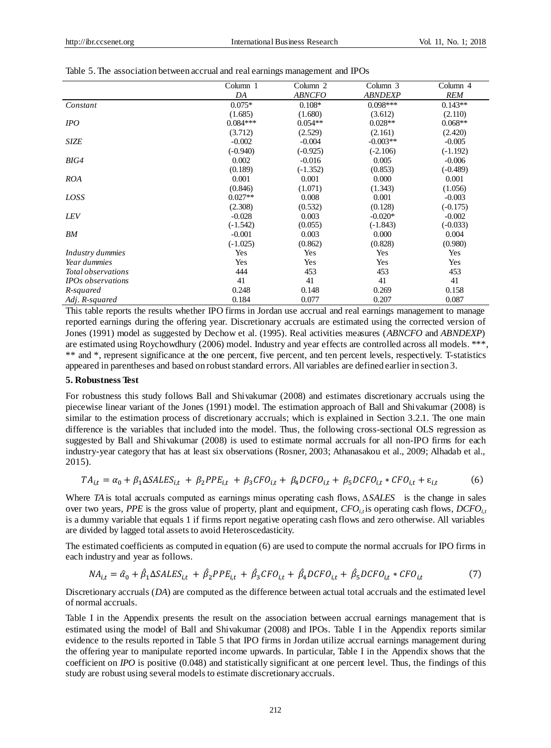Table 5. The association between accrual and real earnings management and IPOs

| | Column 1 | Column 2 | Column 3 | Column 4 |
|---|---|---|---|---|
| | *DA* | *ABNCFO* | *ABNDEXP* | *REM* |
| *Constant* | 0.075* | 0.108* | 0.098*** | 0.143** |
| | (1.685) | (1.680) | (3.612) | (2.110) |
| *IPO* | 0.084*** | 0.054** | 0.028** | 0.068** |
| | (3.712) | (2.529) | (2.161) | (2.420) |
| *SIZE* | -0.002 | -0.004 | -0.003** | -0.005 |
| | (-0.940) | (-0.925) | (-2.106) | (-1.192) |
| *BIG4* | 0.002 | -0.016 | 0.005 | -0.006 |
| | (0.189) | (-1.352) | (0.853) | (-0.489) |
| *ROA* | 0.001 | 0.001 | 0.000 | 0.001 |
| | (0.846) | (1.071) | (1.343) | (1.056) |
| *LOSS* | 0.027** | 0.008 | 0.001 | -0.003 |
| | (2.308) | (0.532) | (0.128) | (-0.175) |
| *LEV* | -0.028 | 0.003 | -0.020* | -0.002 |
| | (-1.542) | (0.055) | (-1.843) | (-0.033) |
| *BM* | -0.001 | 0.003 | 0.000 | 0.004 |
| | (-1.025) | (0.862) | (0.828) | (0.980) |
| *Industry dummies* | Yes | Yes | Yes | Yes |
| *Year dummies* | Yes | Yes | Yes | Yes |
| *Total observations* | 444 | 453 | 453 | 453 |
| *IPOs observations* | 41 | 41 | 41 | 41 |
| *R-squared* | 0.248 | 0.148 | 0.269 | 0.158 |
| *Adj. R-squared* | 0.184 | 0.077 | 0.207 | 0.087 |

This table reports the results whether IPO firms in Jordan use accrual and real earnings management to manage reported earnings during the offering year. Discretionary accruals are estimated using the corrected version of Jones (1991) model as suggested by Dechow et al. (1995). Real activities measures (*ABNCFO* and *ABNDEXP*) are estimated using Roychowdhury (2006) model. Industry and year effects are controlled across all models. ***, ** and *, represent significance at the one percent, five percent, and ten percent levels, respectively. T-statistics appeared in parentheses and based on robust standard errors. All variables are defined earlier in section 3.

## 5. Robustness Test

For robustness this study follows Ball and Shivakumar (2008) and estimates discretionary accruals using the piecewise linear variant of the Jones (1991) model. The estimation approach of Ball and Shivakumar (2008) is similar to the estimation process of discretionary accruals; which is explained in Section 3.2.1. The one main difference is the variables that included into the model. Thus, the following cross-sectional OLS regression as suggested by Ball and Shivakumar (2008) is used to estimate normal accruals for all non-IPO firms for each industry-year category that has at least six observations (Rosner, 2003; Athanasakou et al., 2009; Alhadab et al., 2015).

$$TA_{i,t} = \alpha_0 + \beta_1 \Delta SALES_{i,t} + \beta_2 PPE_{i,t} + \beta_3 CFO_{i,t} + \beta_4 DCFO_{i,t} + \beta_5 DCFO_{i,t} * CFO_{i,t} + \varepsilon_{i,t} \tag{6}$$

Where *TA* is total accruals computed as earnings minus operating cash flows, $\Delta SALES$ is the change in sales over two years, *PPE* is the gross value of property, plant and equipment, $CFO_{i,t}$ is operating cash flows, $DCFO_{i,t}$ is a dummy variable that equals 1 if firms report negative operating cash flows and zero otherwise. All variables are divided by lagged total assets to avoid Heteroscedasticity.

The estimated coefficients as computed in equation (6) are used to compute the normal accruals for IPO firms in each industry and year as follows.

$$NA_{i,t} = \hat{\alpha}_0 + \hat{\beta}_1 \Delta SALES_{i,t} + \hat{\beta}_2 PPE_{i,t} + \hat{\beta}_3 CFO_{i,t} + \hat{\beta}_4 DCFO_{i,t} + \hat{\beta}_5 DCFO_{i,t} * CFO_{i,t} \tag{7}$$

Discretionary accruals (*DA*) are computed as the difference between actual total accruals and the estimated level of normal accruals.

Table I in the Appendix presents the result on the association between accrual earnings management that is estimated using the model of Ball and Shivakumar (2008) and IPOs. Table I in the Appendix reports similar evidence to the results reported in Table 5 that IPO firms in Jordan utilize accrual earnings management during the offering year to manipulate reported income upwards. In particular, Table I in the Appendix shows that the coefficient on *IPO* is positive (0.048) and statistically significant at one percent level. Thus, the findings of this study are robust using several models to estimate discretionary accruals.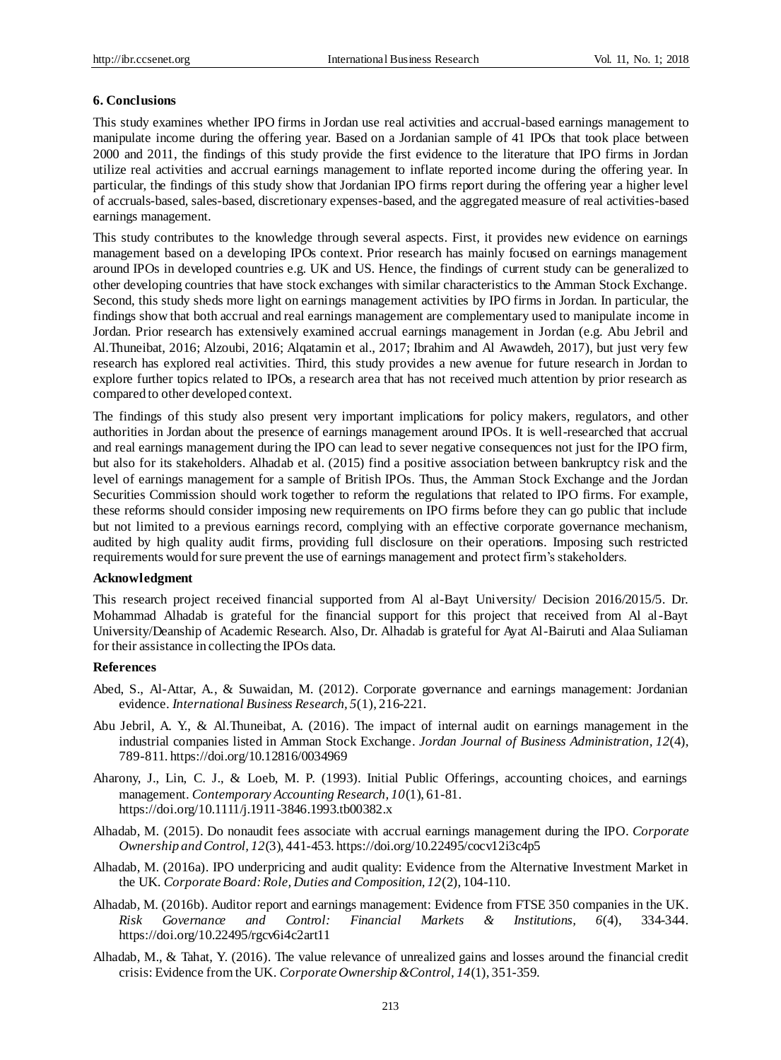## 6. Conclusions

This study examines whether IPO firms in Jordan use real activities and accrual-based earnings management to manipulate income during the offering year. Based on a Jordanian sample of 41 IPOs that took place between 2000 and 2011, the findings of this study provide the first evidence to the literature that IPO firms in Jordan utilize real activities and accrual earnings management to inflate reported income during the offering year. In particular, the findings of this study show that Jordanian IPO firms report during the offering year a higher level of accruals-based, sales-based, discretionary expenses-based, and the aggregated measure of real activities-based earnings management.

This study contributes to the knowledge through several aspects. First, it provides new evidence on earnings management based on a developing IPOs context. Prior research has mainly focused on earnings management around IPOs in developed countries e.g. UK and US. Hence, the findings of current study can be generalized to other developing countries that have stock exchanges with similar characteristics to the Amman Stock Exchange. Second, this study sheds more light on earnings management activities by IPO firms in Jordan. In particular, the findings show that both accrual and real earnings management are complementary used to manipulate income in Jordan. Prior research has extensively examined accrual earnings management in Jordan (e.g. Abu Jebril and Al.Thuneibat, 2016; Alzoubi, 2016; Alqatamin et al., 2017; Ibrahim and Al Awawdeh, 2017), but just very few research has explored real activities. Third, this study provides a new avenue for future research in Jordan to explore further topics related to IPOs, a research area that has not received much attention by prior research as compared to other developed context.

The findings of this study also present very important implications for policy makers, regulators, and other authorities in Jordan about the presence of earnings management around IPOs. It is well-researched that accrual and real earnings management during the IPO can lead to sever negative consequences not just for the IPO firm, but also for its stakeholders. Alhadab et al. (2015) find a positive association between bankruptcy risk and the level of earnings management for a sample of British IPOs. Thus, the Amman Stock Exchange and the Jordan Securities Commission should work together to reform the regulations that related to IPO firms. For example, these reforms should consider imposing new requirements on IPO firms before they can go public that include but not limited to a previous earnings record, complying with an effective corporate governance mechanism, audited by high quality audit firms, providing full disclosure on their operations. Imposing such restricted requirements would for sure prevent the use of earnings management and protect firm's stakeholders.

## Acknowledgment

This research project received financial supported from Al al-Bayt University/ Decision 2016/2015/5. Dr. Mohammad Alhadab is grateful for the financial support for this project that received from Al al-Bayt University/Deanship of Academic Research. Also, Dr. Alhadab is grateful for Ayat Al-Bairuti and Alaa Suliaman for their assistance in collecting the IPOs data.

## References

Abed, S., Al-Attar, A., & Suwaidan, M. (2012). Corporate governance and earnings management: Jordanian evidence. *International Business Research, 5*(1), 216-221.

Abu Jebril, A. Y., & Al.Thuneibat, A. (2016). The impact of internal audit on earnings management in the industrial companies listed in Amman Stock Exchange. *Jordan Journal of Business Administration, 12*(4), 789-811. https://doi.org/10.12816/0034969

Aharony, J., Lin, C. J., & Loeb, M. P. (1993). Initial Public Offerings, accounting choices, and earnings management. *Contemporary Accounting Research, 10*(1), 61-81. https://doi.org/10.1111/j.1911-3846.1993.tb00382.x

Alhadab, M. (2015). Do nonaudit fees associate with accrual earnings management during the IPO. *Corporate Ownership and Control, 12*(3), 441-453. https://doi.org/10.22495/cocv12i3c4p5

Alhadab, M. (2016a). IPO underpricing and audit quality: Evidence from the Alternative Investment Market in the UK. *Corporate Board: Role, Duties and Composition, 12*(2), 104-110.

Alhadab, M. (2016b). Auditor report and earnings management: Evidence from FTSE 350 companies in the UK. *Risk Governance and Control: Financial Markets & Institutions, 6*(4), 334-344. https://doi.org/10.22495/rgcv6i4c2art11

Alhadab, M., & Tahat, Y. (2016). The value relevance of unrealized gains and losses around the financial credit crisis: Evidence from the UK. *Corporate Ownership &Control, 14*(1), 351-359.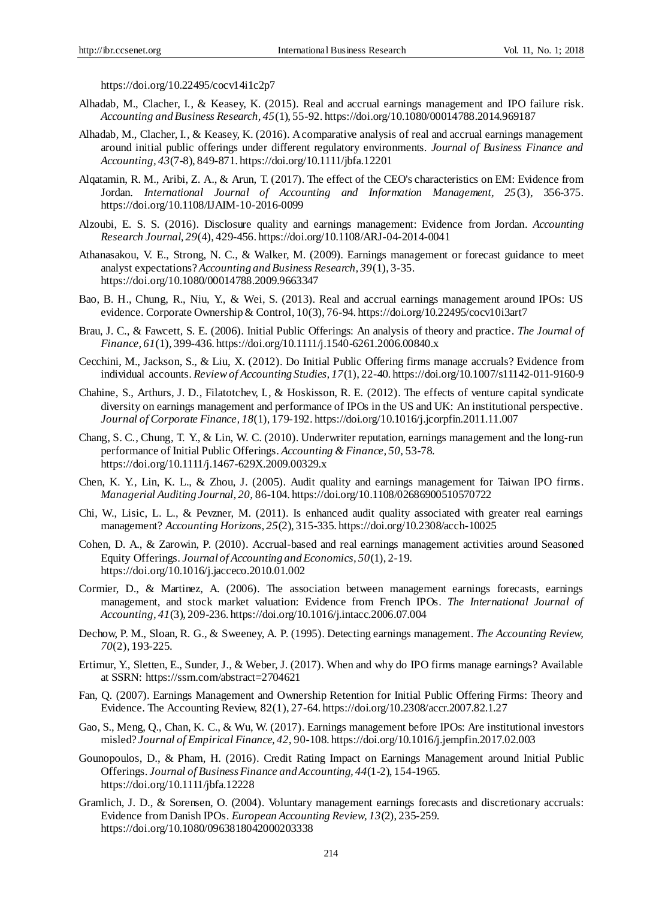https://doi.org/10.22495/cocv14i1c2p7

Alhadab, M., Clacher, I., & Keasey, K. (2015). Real and accrual earnings management and IPO failure risk. *Accounting and Business Research, 45*(1), 55-92. https://doi.org/10.1080/00014788.2014.969187

Alhadab, M., Clacher, I., & Keasey, K. (2016). A comparative analysis of real and accrual earnings management around initial public offerings under different regulatory environments. *Journal of Business Finance and Accounting, 43*(7-8), 849-871. https://doi.org/10.1111/jbfa.12201

Alqatamin, R. M., Aribi, Z. A., & Arun, T. (2017). The effect of the CEO's characteristics on EM: Evidence from Jordan. *International Journal of Accounting and Information Management, 25*(3), 356-375. https://doi.org/10.1108/IJAIM-10-2016-0099

Alzoubi, E. S. S. (2016). Disclosure quality and earnings management: Evidence from Jordan. *Accounting Research Journal, 29*(4), 429-456. https://doi.org/10.1108/ARJ-04-2014-0041

Athanasakou, V. E., Strong, N. C., & Walker, M. (2009). Earnings management or forecast guidance to meet analyst expectations? *Accounting and Business Research, 39*(1), 3-35. https://doi.org/10.1080/00014788.2009.9663347

Bao, B. H., Chung, R., Niu, Y., & Wei, S. (2013). Real and accrual earnings management around IPOs: US evidence. Corporate Ownership & Control, 10(3), 76-94. https://doi.org/10.22495/cocv10i3art7

Brau, J. C., & Fawcett, S. E. (2006). Initial Public Offerings: An analysis of theory and practice. *The Journal of Finance, 61*(1), 399-436. https://doi.org/10.1111/j.1540-6261.2006.00840.x

Cecchini, M., Jackson, S., & Liu, X. (2012). Do Initial Public Offering firms manage accruals? Evidence from individual accounts. *Review of Accounting Studies, 17*(1), 22-40. https://doi.org/10.1007/s11142-011-9160-9

Chahine, S., Arthurs, J. D., Filatotchev, I., & Hoskisson, R. E. (2012). The effects of venture capital syndicate diversity on earnings management and performance of IPOs in the US and UK: An institutional perspective. *Journal of Corporate Finance, 18*(1), 179-192. https://doi.org/10.1016/j.jcorpfin.2011.11.007

Chang, S. C., Chung, T. Y., & Lin, W. C. (2010). Underwriter reputation, earnings management and the long-run performance of Initial Public Offerings. *Accounting & Finance, 50*, 53-78. https://doi.org/10.1111/j.1467-629X.2009.00329.x

Chen, K. Y., Lin, K. L., & Zhou, J. (2005). Audit quality and earnings management for Taiwan IPO firms. *Managerial Auditing Journal, 20,* 86-104. https://doi.org/10.1108/02686900510570722

Chi, W., Lisic, L. L., & Pevzner, M. (2011). Is enhanced audit quality associated with greater real earnings management? *Accounting Horizons, 25*(2), 315-335. https://doi.org/10.2308/acch-10025

Cohen, D. A., & Zarowin, P. (2010). Accrual-based and real earnings management activities around Seasoned Equity Offerings. *Journal of Accounting and Economics, 50*(1), 2-19. https://doi.org/10.1016/j.jacceco.2010.01.002

Cormier, D., & Martinez, A. (2006). The association between management earnings forecasts, earnings management, and stock market valuation: Evidence from French IPOs. *The International Journal of Accounting, 41*(3), 209-236. https://doi.org/10.1016/j.intacc.2006.07.004

Dechow, P. M., Sloan, R. G., & Sweeney, A. P. (1995). Detecting earnings management. *The Accounting Review, 70*(2), 193-225.

Ertimur, Y., Sletten, E., Sunder, J., & Weber, J. (2017). When and why do IPO firms manage earnings? Available at SSRN: https://ssrn.com/abstract=2704621

Fan, Q. (2007). Earnings Management and Ownership Retention for Initial Public Offering Firms: Theory and Evidence. The Accounting Review, 82(1), 27-64. https://doi.org/10.2308/accr.2007.82.1.27

Gao, S., Meng, Q., Chan, K. C., & Wu, W. (2017). Earnings management before IPOs: Are institutional investors misled? *Journal of Empirical Finance, 42*, 90-108. https://doi.org/10.1016/j.jempfin.2017.02.003

Gounopoulos, D., & Pham, H. (2016). Credit Rating Impact on Earnings Management around Initial Public Offerings. *Journal of Business Finance and Accounting, 44*(1-2), 154-1965. https://doi.org/10.1111/jbfa.12228

Gramlich, J. D., & Sorensen, O. (2004). Voluntary management earnings forecasts and discretionary accruals: Evidence from Danish IPOs. *European Accounting Review, 13*(2), 235-259. https://doi.org/10.1080/0963818042000203338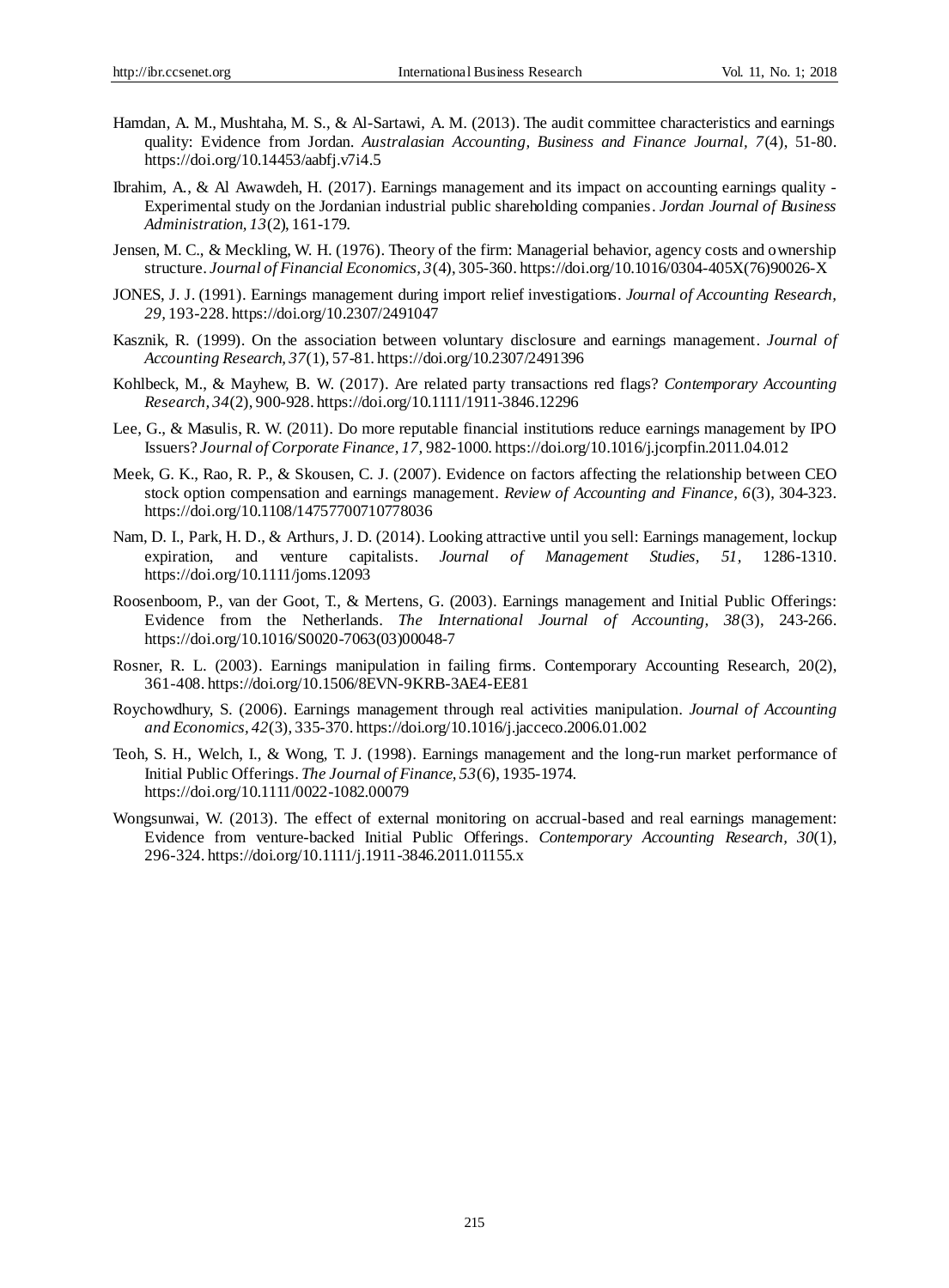Hamdan, A. M., Mushtaha, M. S., & Al-Sartawi, A. M. (2013). The audit committee characteristics and earnings quality: Evidence from Jordan. *Australasian Accounting, Business and Finance Journal, 7*(4), 51-80. https://doi.org/10.14453/aabfj.v7i4.5

Ibrahim, A., & Al Awawdeh, H. (2017). Earnings management and its impact on accounting earnings quality - Experimental study on the Jordanian industrial public shareholding companies. *Jordan Journal of Business Administration, 13*(2), 161-179.

Jensen, M. C., & Meckling, W. H. (1976). Theory of the firm: Managerial behavior, agency costs and ownership structure. *Journal of Financial Economics, 3*(4), 305-360. https://doi.org/10.1016/0304-405X(76)90026-X

JONES, J. J. (1991). Earnings management during import relief investigations. *Journal of Accounting Research, 29*, 193-228. https://doi.org/10.2307/2491047

Kasznik, R. (1999). On the association between voluntary disclosure and earnings management. *Journal of Accounting Research, 37*(1), 57-81. https://doi.org/10.2307/2491396

Kohlbeck, M., & Mayhew, B. W. (2017). Are related party transactions red flags? *Contemporary Accounting Research, 34*(2), 900-928. https://doi.org/10.1111/1911-3846.12296

Lee, G., & Masulis, R. W. (2011). Do more reputable financial institutions reduce earnings management by IPO Issuers? *Journal of Corporate Finance, 17*, 982-1000. https://doi.org/10.1016/j.jcorpfin.2011.04.012

Meek, G. K., Rao, R. P., & Skousen, C. J. (2007). Evidence on factors affecting the relationship between CEO stock option compensation and earnings management. *Review of Accounting and Finance, 6*(3), 304-323. https://doi.org/10.1108/14757700710778036

Nam, D. I., Park, H. D., & Arthurs, J. D. (2014). Looking attractive until you sell: Earnings management, lockup expiration, and venture capitalists. *Journal of Management Studies, 51*, 1286-1310. https://doi.org/10.1111/joms.12093

Roosenboom, P., van der Goot, T., & Mertens, G. (2003). Earnings management and Initial Public Offerings: Evidence from the Netherlands. *The International Journal of Accounting, 38*(3), 243-266. https://doi.org/10.1016/S0020-7063(03)00048-7

Rosner, R. L. (2003). Earnings manipulation in failing firms. Contemporary Accounting Research, 20(2), 361-408. https://doi.org/10.1506/8EVN-9KRB-3AE4-EE81

Roychowdhury, S. (2006). Earnings management through real activities manipulation. *Journal of Accounting and Economics, 42*(3), 335-370. https://doi.org/10.1016/j.jacceco.2006.01.002

Teoh, S. H., Welch, I., & Wong, T. J. (1998). Earnings management and the long-run market performance of Initial Public Offerings. *The Journal of Finance, 53*(6), 1935-1974. https://doi.org/10.1111/0022-1082.00079

Wongsunwai, W. (2013). The effect of external monitoring on accrual-based and real earnings management: Evidence from venture-backed Initial Public Offerings. *Contemporary Accounting Research, 30*(1), 296-324. https://doi.org/10.1111/j.1911-3846.2011.01155.x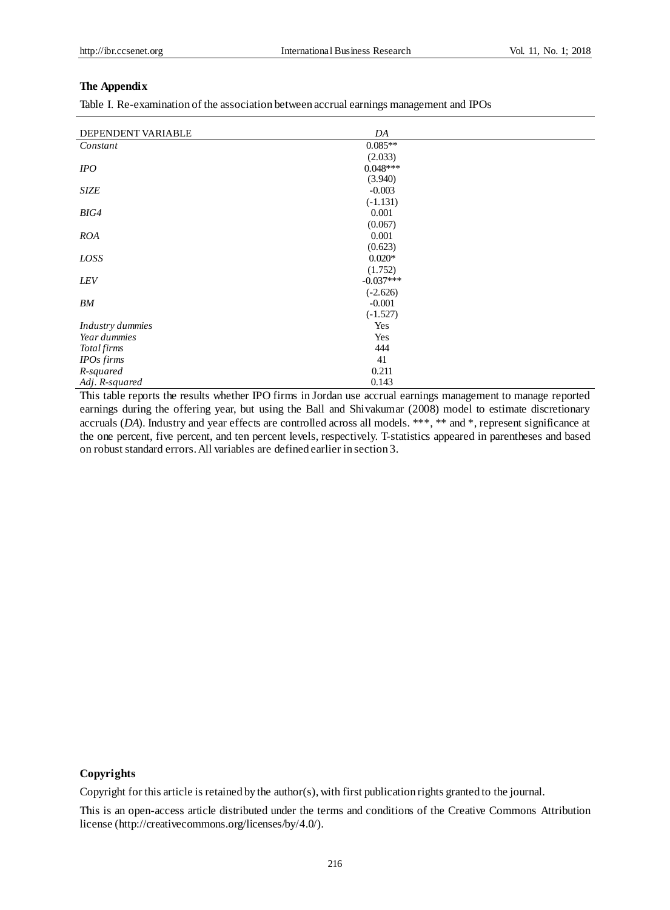**The Appendix**

Table I. Re-examination of the association between accrual earnings management and IPOs

| DEPENDENT VARIABLE | *DA* |
|---|---|
| *Constant* | 0.085** |
| | (2.033) |
| *IPO* | 0.048*** |
| | (3.940) |
| *SIZE* | -0.003 |
| | (-1.131) |
| *BIG4* | 0.001 |
| | (0.067) |
| *ROA* | 0.001 |
| | (0.623) |
| *LOSS* | 0.020* |
| | (1.752) |
| *LEV* | -0.037*** |
| | (-2.626) |
| *BM* | -0.001 |
| | (-1.527) |
| *Industry dummies* | Yes |
| *Year dummies* | Yes |
| *Total firms* | 444 |
| *IPOs firms* | 41 |
| *R-squared* | 0.211 |
| *Adj. R-squared* | 0.143 |

This table reports the results whether IPO firms in Jordan use accrual earnings management to manage reported earnings during the offering year, but using the Ball and Shivakumar (2008) model to estimate discretionary accruals (*DA*). Industry and year effects are controlled across all models. ***, ** and *, represent significance at the one percent, five percent, and ten percent levels, respectively. T-statistics appeared in parentheses and based on robust standard errors. All variables are defined earlier in section 3.

**Copyrights**

Copyright for this article is retained by the author(s), with first publication rights granted to the journal.

This is an open-access article distributed under the terms and conditions of the Creative Commons Attribution license (http://creativecommons.org/licenses/by/4.0/).